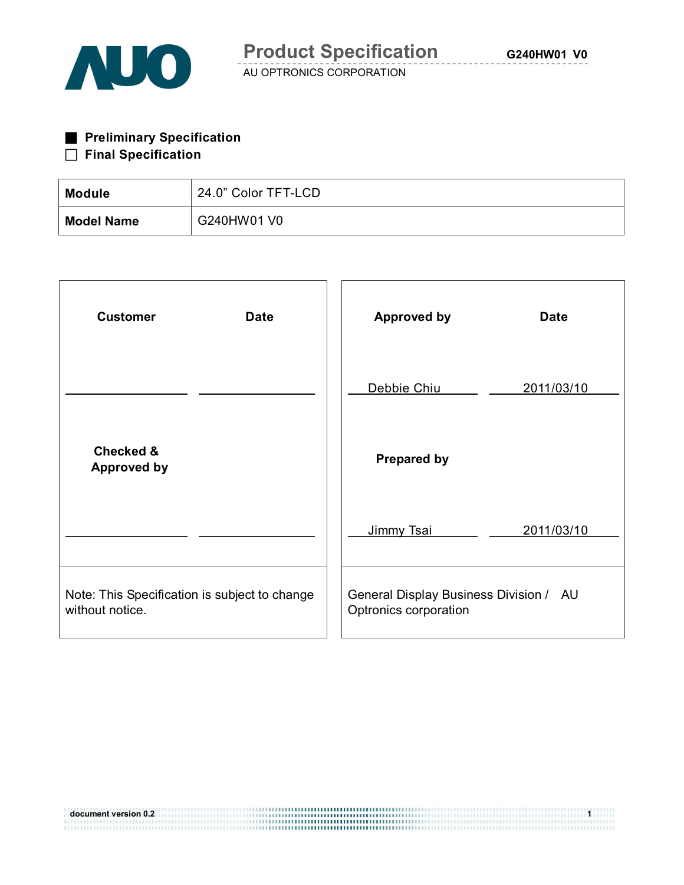# Product Specification

AU OPTRONICS CORPORATION

■ **Preliminary Specification**
□ **Final Specification**

| | |
|---|---|
| **Module** | 24.0" Color TFT-LCD |
| **Model Name** | G240HW01 V0 |

| **Customer** | **Date** | **Approved by** | **Date** |
|---|---|---|---|
| | | Debbie Chiu | 2011/03/10 |
| **Checked & Approved by** | | **Prepared by** | |
| | | Jimmy Tsai | 2011/03/10 |
| Note: This Specification is subject to change without notice. | | General Display Business Division / AU Optronics corporation | |

document version 0.2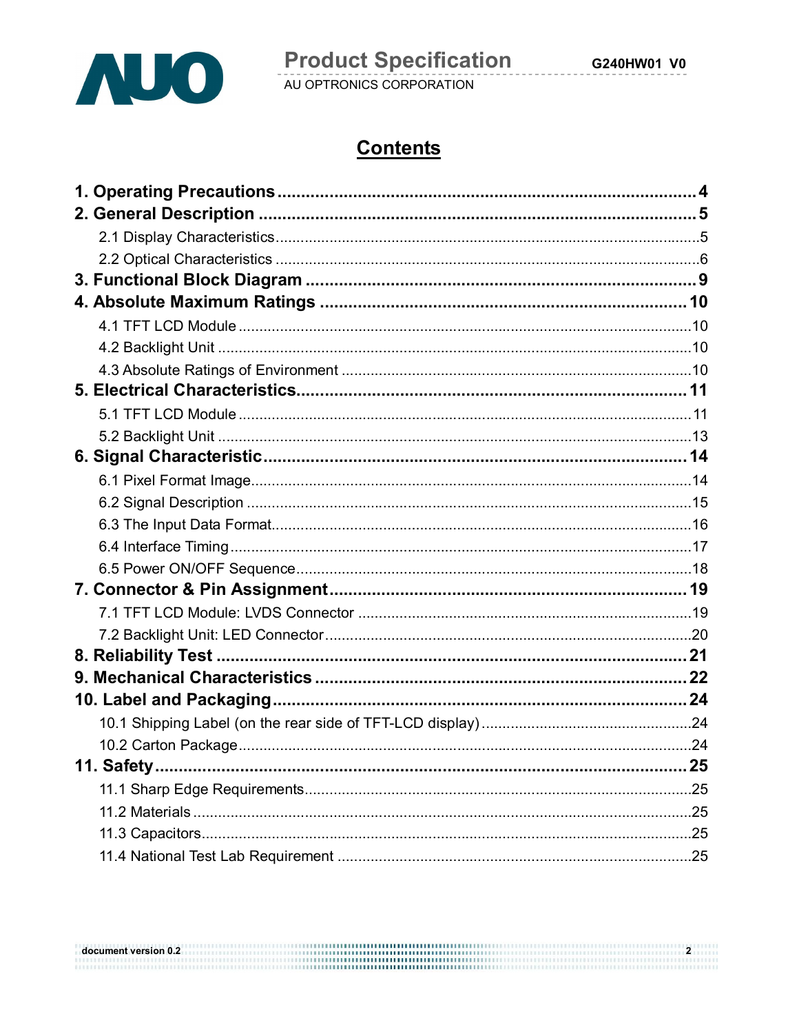# Contents

**1. Operating Precautions ........................................................................................ 4**

**2. General Description ........................................................................................... 5**

2.1 Display Characteristics ........................................................................................ 5

2.2 Optical Characteristics ........................................................................................ 6

**3. Functional Block Diagram ................................................................................... 9**

**4. Absolute Maximum Ratings .............................................................................. 10**

4.1 TFT LCD Module ................................................................................................ 10

4.2 Backlight Unit ..................................................................................................... 10

4.3 Absolute Ratings of Environment ...................................................................... 10

**5. Electrical Characteristics .................................................................................... 11**

5.1 TFT LCD Module ................................................................................................ 11

5.2 Backlight Unit ..................................................................................................... 13

**6. Signal Characteristic .......................................................................................... 14**

6.1 Pixel Format Image ............................................................................................ 14

6.2 Signal Description ............................................................................................. 15

6.3 The Input Data Format ....................................................................................... 16

6.4 Interface Timing ................................................................................................. 17

6.5 Power ON/OFF Sequence .................................................................................. 18

**7. Connector & Pin Assignment ............................................................................. 19**

7.1 TFT LCD Module: LVDS Connector ................................................................... 19

7.2 Backlight Unit: LED Connector ........................................................................... 20

**8. Reliability Test ................................................................................................... 21**

**9. Mechanical Characteristics ................................................................................ 22**

**10. Label and Packaging ........................................................................................ 24**

10.1 Shipping Label (on the rear side of TFT-LCD display) ..................................... 24

10.2 Carton Package ............................................................................................... 24

**11. Safety ............................................................................................................... 25**

11.1 Sharp Edge Requirements ............................................................................... 25

11.2 Materials .......................................................................................................... 25

11.3 Capacitors ........................................................................................................ 25

11.4 National Test Lab Requirement ....................................................................... 25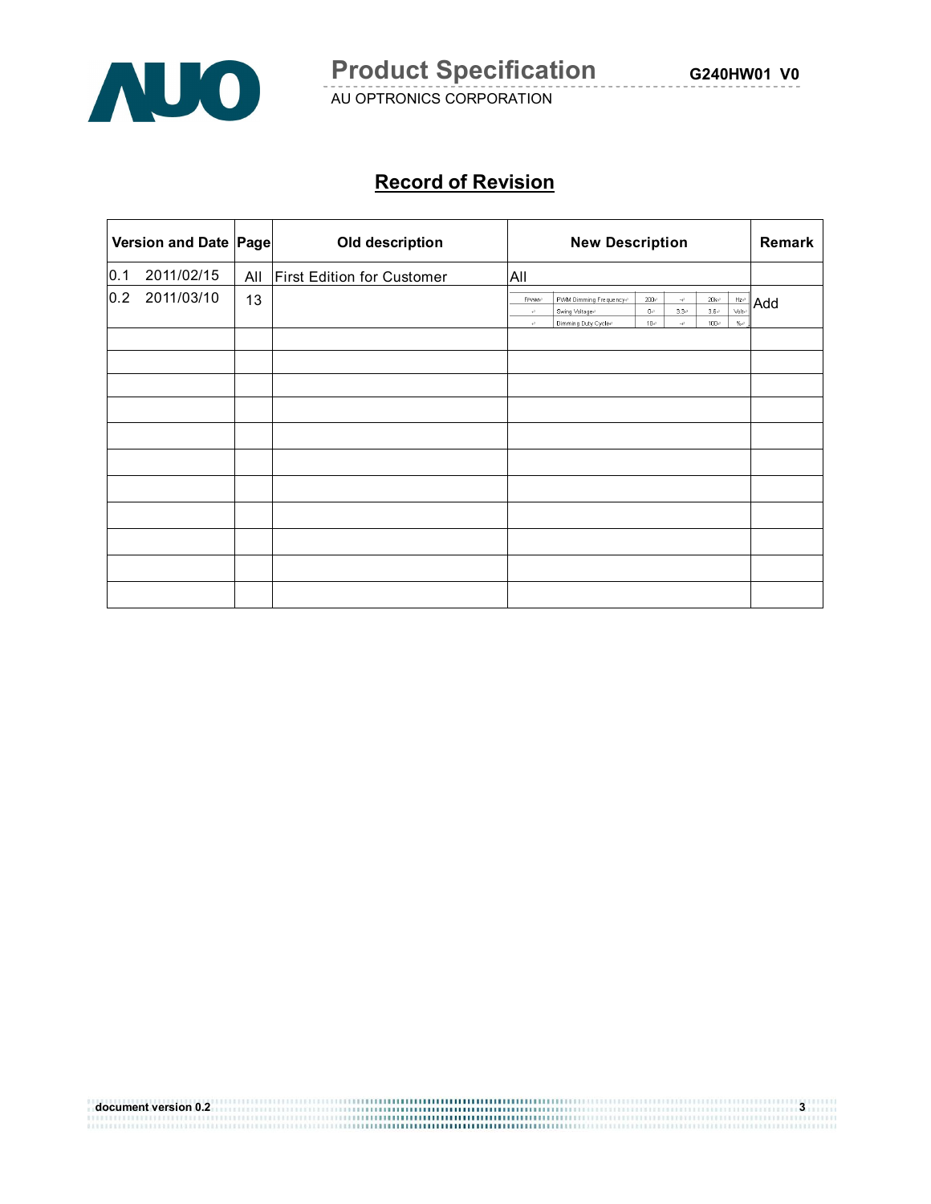## Record of Revision

| Version and Date | Page | Old description | New Description | Remark |
|---|---|---|---|---|
| 0.1 2011/02/15 | All | First Edition for Customer | All | |
| 0.2 2011/03/10 | 13 | | FPWM PWM Dimming Frequency 200 -- 20k Hz; Swing Voltage 0 3.3 3.6 Volt; Dimming Duty Cycle 10 -- 100 % | Add |
| | | | | |
| | | | | |
| | | | | |
| | | | | |
| | | | | |
| | | | | |
| | | | | |
| | | | | |
| | | | | |
| | | | | |
| | | | | |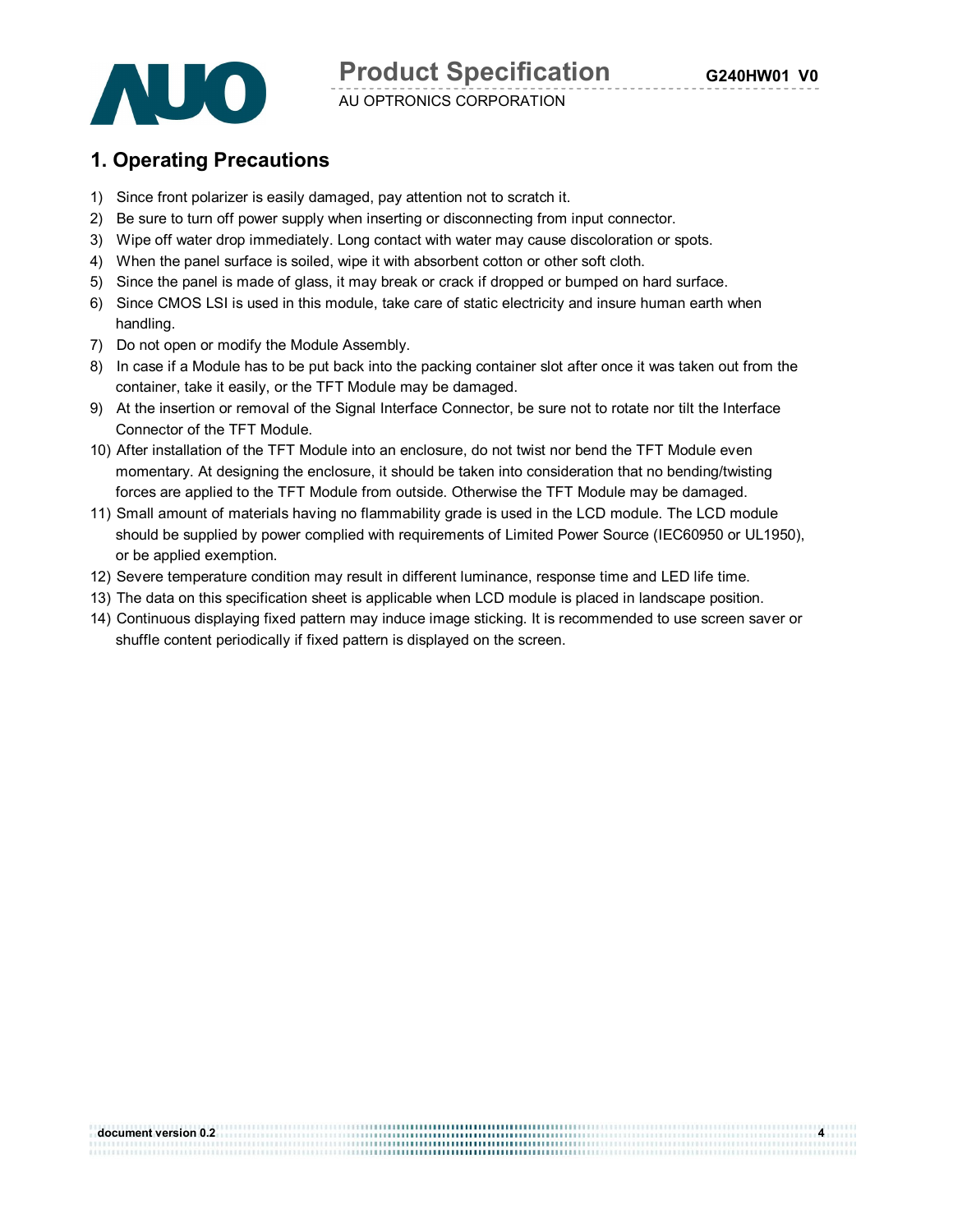# 1. Operating Precautions

1) Since front polarizer is easily damaged, pay attention not to scratch it.
2) Be sure to turn off power supply when inserting or disconnecting from input connector.
3) Wipe off water drop immediately. Long contact with water may cause discoloration or spots.
4) When the panel surface is soiled, wipe it with absorbent cotton or other soft cloth.
5) Since the panel is made of glass, it may break or crack if dropped or bumped on hard surface.
6) Since CMOS LSI is used in this module, take care of static electricity and insure human earth when handling.
7) Do not open or modify the Module Assembly.
8) In case if a Module has to be put back into the packing container slot after once it was taken out from the container, take it easily, or the TFT Module may be damaged.
9) At the insertion or removal of the Signal Interface Connector, be sure not to rotate nor tilt the Interface Connector of the TFT Module.
10) After installation of the TFT Module into an enclosure, do not twist nor bend the TFT Module even momentary. At designing the enclosure, it should be taken into consideration that no bending/twisting forces are applied to the TFT Module from outside. Otherwise the TFT Module may be damaged.
11) Small amount of materials having no flammability grade is used in the LCD module. The LCD module should be supplied by power complied with requirements of Limited Power Source (IEC60950 or UL1950), or be applied exemption.
12) Severe temperature condition may result in different luminance, response time and LED life time.
13) The data on this specification sheet is applicable when LCD module is placed in landscape position.
14) Continuous displaying fixed pattern may induce image sticking. It is recommended to use screen saver or shuffle content periodically if fixed pattern is displayed on the screen.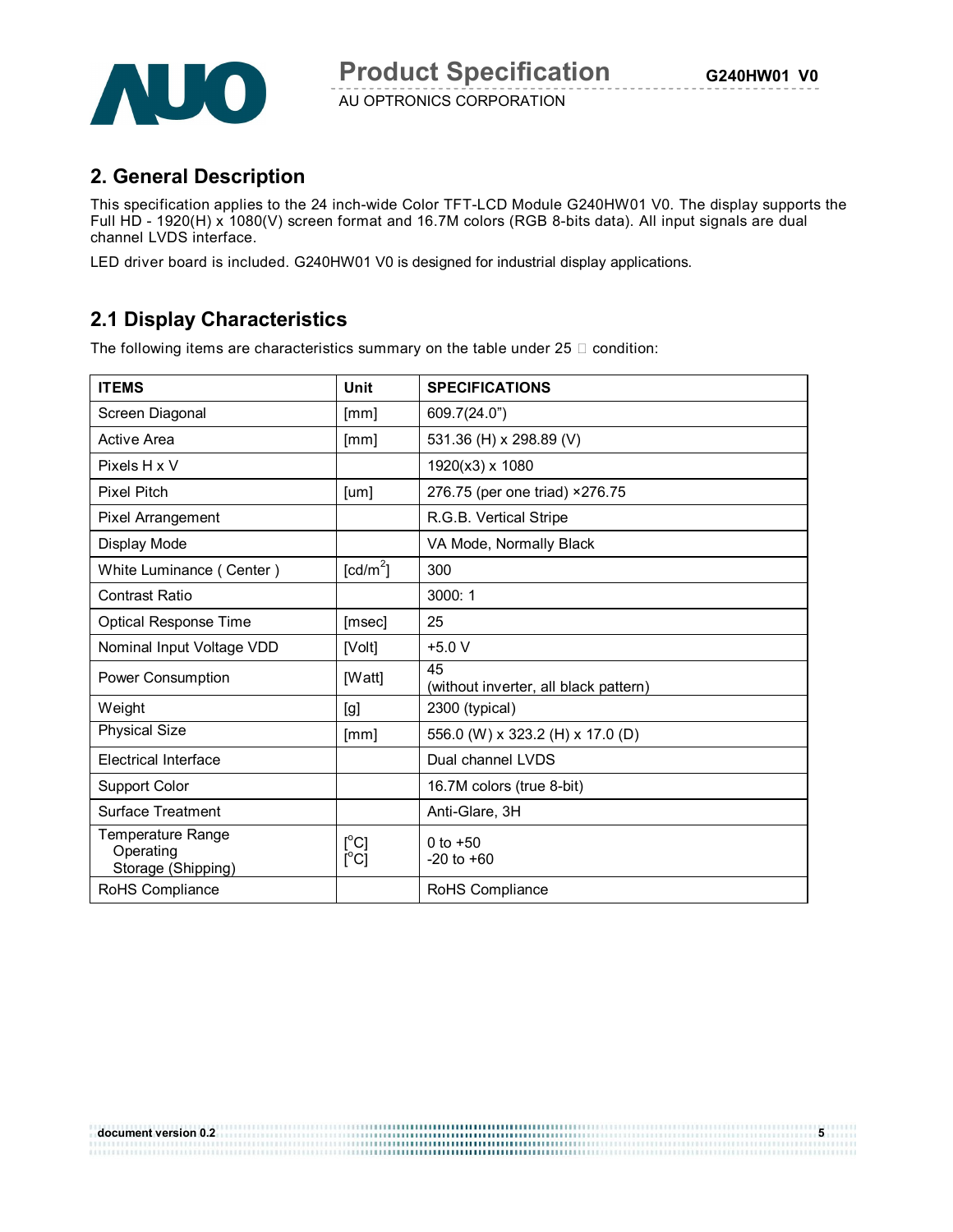## 2. General Description

This specification applies to the 24 inch-wide Color TFT-LCD Module G240HW01 V0. The display supports the Full HD - 1920(H) x 1080(V) screen format and 16.7M colors (RGB 8-bits data). All input signals are dual channel LVDS interface.

LED driver board is included. G240HW01 V0 is designed for industrial display applications.

## 2.1 Display Characteristics

The following items are characteristics summary on the table under 25 □ condition:

| ITEMS | Unit | SPECIFICATIONS |
|---|---|---|
| Screen Diagonal | [mm] | 609.7(24.0") |
| Active Area | [mm] | 531.36 (H) x 298.89 (V) |
| Pixels H x V | | 1920(x3) x 1080 |
| Pixel Pitch | [um] | 276.75 (per one triad) ×276.75 |
| Pixel Arrangement | | R.G.B. Vertical Stripe |
| Display Mode | | VA Mode, Normally Black |
| White Luminance ( Center ) | [cd/m$^2$] | 300 |
| Contrast Ratio | | 3000: 1 |
| Optical Response Time | [msec] | 25 |
| Nominal Input Voltage VDD | [Volt] | +5.0 V |
| Power Consumption | [Watt] | 45<br>(without inverter, all black pattern) |
| Weight | [g] | 2300 (typical) |
| Physical Size | [mm] | 556.0 (W) x 323.2 (H) x 17.0 (D) |
| Electrical Interface | | Dual channel LVDS |
| Support Color | | 16.7M colors (true 8-bit) |
| Surface Treatment | | Anti-Glare, 3H |
| Temperature Range<br>Operating<br>Storage (Shipping) | <br>[$^o$C]<br>[$^o$C] | <br>0 to +50<br>-20 to +60 |
| RoHS Compliance | | RoHS Compliance |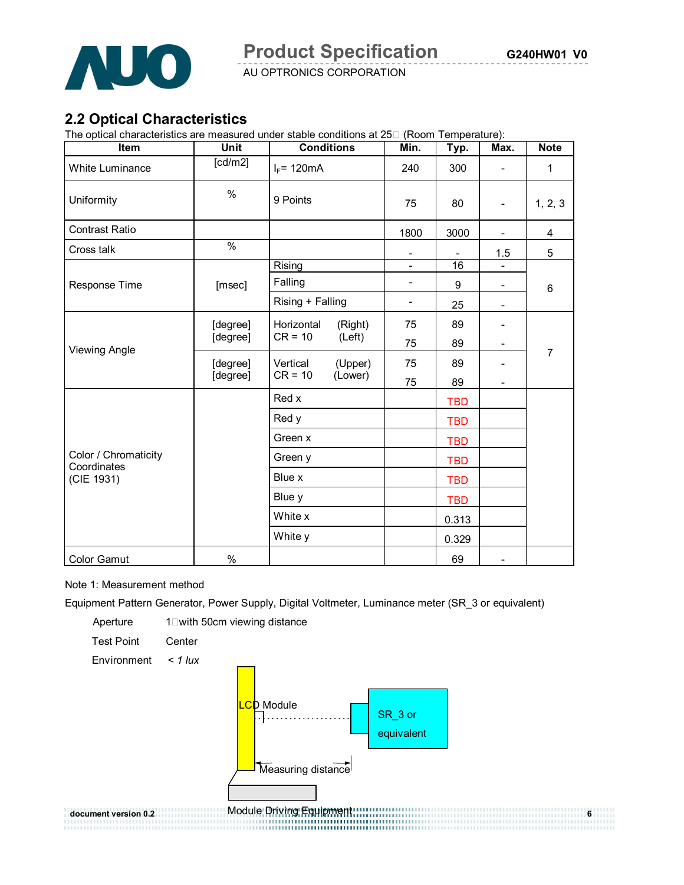## 2.2 Optical Characteristics

The optical characteristics are measured under stable conditions at 25□ (Room Temperature):

| Item | Unit | Conditions | Min. | Typ. | Max. | Note |
|---|---|---|---|---|---|---|
| White Luminance | [cd/m2] | $I_F$= 120mA | 240 | 300 | - | 1 |
| Uniformity | % | 9 Points | 75 | 80 | - | 1, 2, 3 |
| Contrast Ratio | | | 1800 | 3000 | - | 4 |
| Cross talk | % | | - | - | 1.5 | 5 |
| Response Time | [msec] | Rising | - | 16 | - | 6 |
| | | Falling | - | 9 | - | |
| | | Rising + Falling | - | 25 | - | |
| Viewing Angle | [degree] | Horizontal (Right) CR = 10 | 75 | 89 | - | 7 |
| | [degree] | (Left) | 75 | 89 | - | |
| | [degree] | Vertical (Upper) CR = 10 | 75 | 89 | - | |
| | [degree] | (Lower) | 75 | 89 | - | |
| Color / Chromaticity Coordinates (CIE 1931) | | Red x | | TBD | | |
| | | Red y | | TBD | | |
| | | Green x | | TBD | | |
| | | Green y | | TBD | | |
| | | Blue x | | TBD | | |
| | | Blue y | | TBD | | |
| | | White x | | 0.313 | | |
| | | White y | | 0.329 | | |
| Color Gamut | % | | | 69 | - | |

Note 1: Measurement method

Equipment Pattern Generator, Power Supply, Digital Voltmeter, Luminance meter (SR_3 or equivalent)

Aperture 1□with 50cm viewing distance

Test Point Center

Environment *< 1 lux*

LCD Module

SR_3 or equivalent

Measuring distance

Module Driving Equipment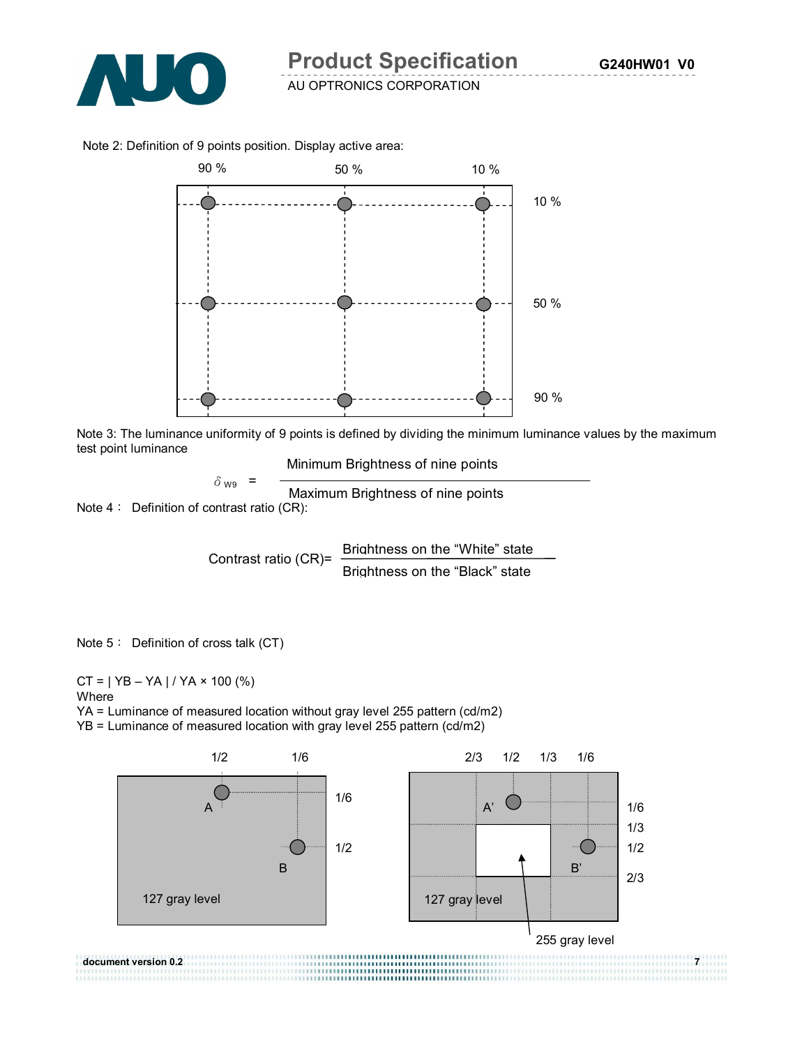Note 2: Definition of 9 points position. Display active area:

90 %
50 %
10 %

10 %
50 %
90 %

Note 3: The luminance uniformity of 9 points is defined by dividing the minimum luminance values by the maximum test point luminance

$$\delta_{W9} = \frac{\text{Minimum Brightness of nine points}}{\text{Maximum Brightness of nine points}}$$

Note 4： Definition of contrast ratio (CR):

$$\text{Contrast ratio (CR)} = \frac{\text{Brightness on the "White" state}}{\text{Brightness on the "Black" state}}$$

Note 5： Definition of cross talk (CT)

CT = | YB – YA | / YA × 100 (%)

Where

YA = Luminance of measured location without gray level 255 pattern (cd/m2)

YB = Luminance of measured location with gray level 255 pattern (cd/m2)

1/2
1/6
1/6
1/2
A
B
127 gray level

2/3
1/2
1/3
1/6
1/6
1/3
1/2
2/3
A'
B'
127 gray level
255 gray level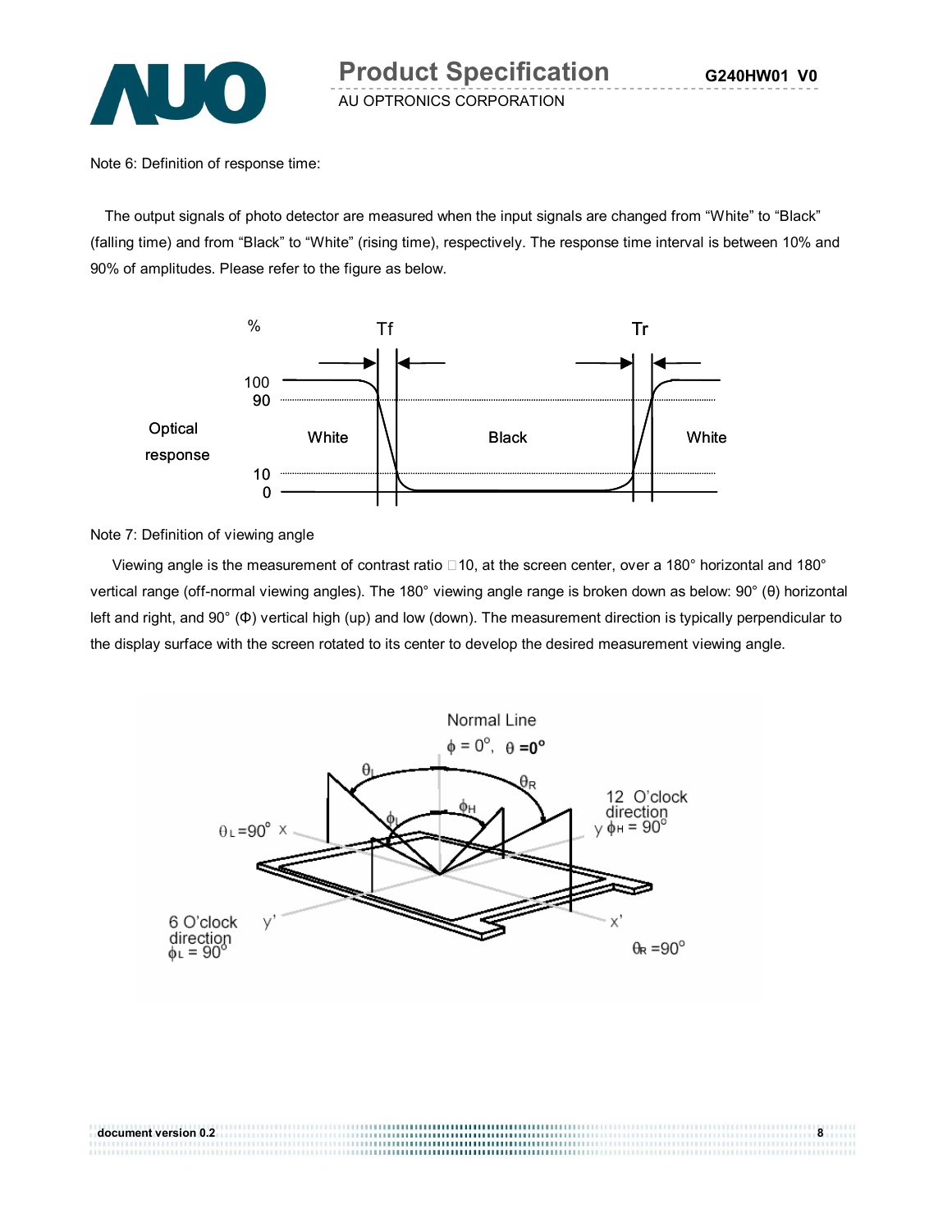Note 6: Definition of response time:

The output signals of photo detector are measured when the input signals are changed from "White" to "Black" (falling time) and from "Black" to "White" (rising time), respectively. The response time interval is between 10% and 90% of amplitudes. Please refer to the figure as below.

%

Tf

Tr

100

90

10

0

Optical response

White

Black

White

Note 7: Definition of viewing angle

Viewing angle is the measurement of contrast ratio ≥10, at the screen center, over a 180° horizontal and 180° vertical range (off-normal viewing angles). The 180° viewing angle range is broken down as below: 90° (θ) horizontal left and right, and 90° (Φ) vertical high (up) and low (down). The measurement direction is typically perpendicular to the display surface with the screen rotated to its center to develop the desired measurement viewing angle.

Normal Line

$\phi = 0°$, $\theta = 0°$

$\theta_L$

$\theta_R$

$\phi_H$

$\phi_L$

$\theta_L = 90°$ x

12 O'clock direction

y $\phi_H = 90°$

6 O'clock direction

$\phi_L = 90°$

y'

x'

$\theta_R = 90°$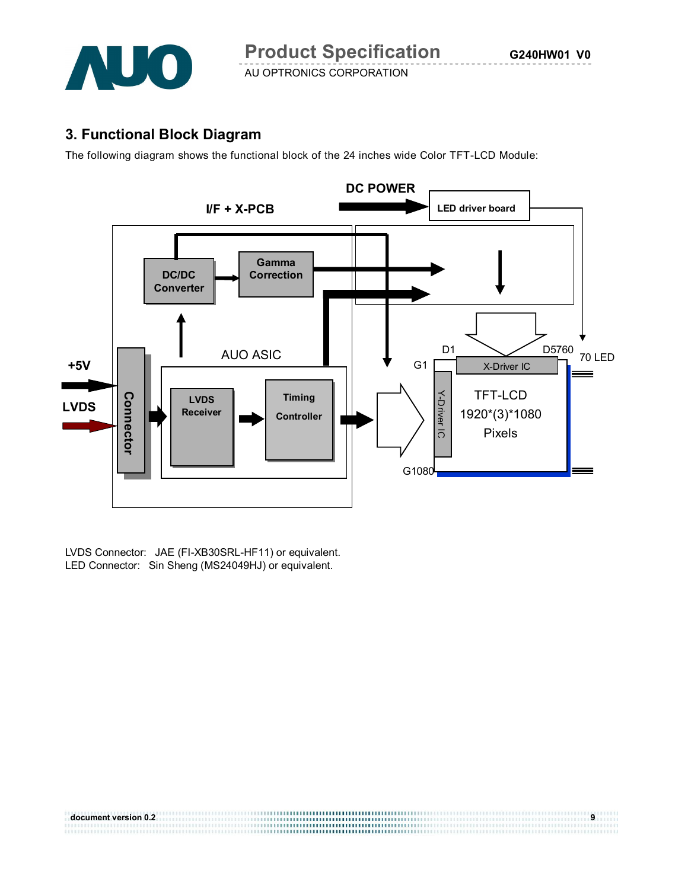## 3. Functional Block Diagram

The following diagram shows the functional block of the 24 inches wide Color TFT-LCD Module:

DC POWER

LED driver board

I/F + X-PCB

DC/DC Converter

Gamma Correction

AUO ASIC

LVDS Receiver

Timing Controller

+5V

LVDS

Connector

D1

D5760

70 LED

G1

X-Driver IC

Y-Driver IC

TFT-LCD 1920*(3)*1080 Pixels

G1080

LVDS Connector: JAE (FI-XB30SRL-HF11) or equivalent.
LED Connector: Sin Sheng (MS24049HJ) or equivalent.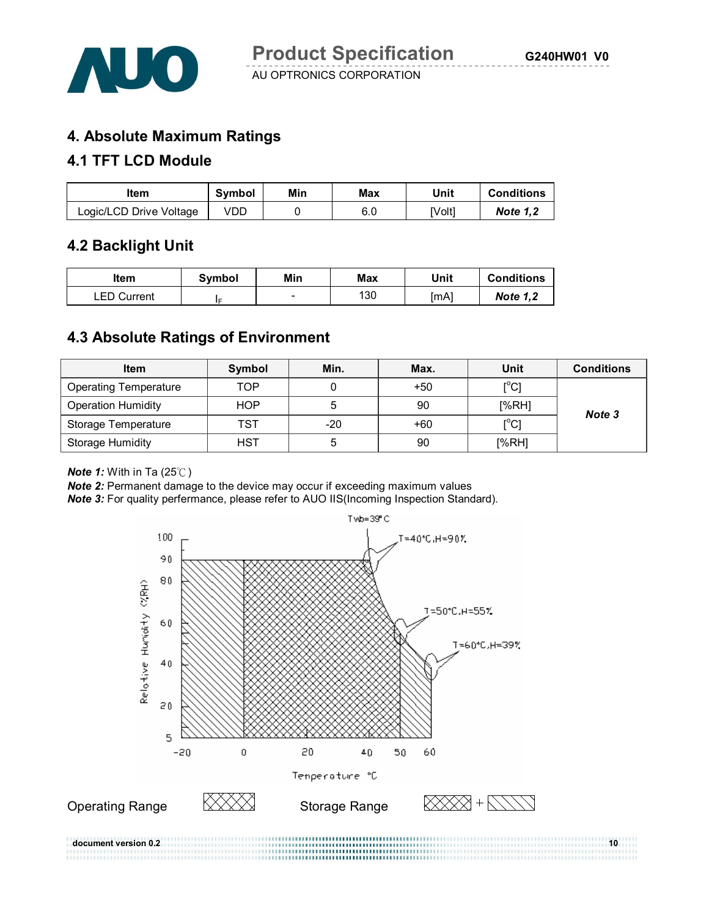## 4. Absolute Maximum Ratings

### 4.1 TFT LCD Module

| Item | Symbol | Min | Max | Unit | Conditions |
|---|---|---|---|---|---|
| Logic/LCD Drive Voltage | VDD | 0 | 6.0 | [Volt] | ***Note 1,2*** |

### 4.2 Backlight Unit

| Item | Symbol | Min | Max | Unit | Conditions |
|---|---|---|---|---|---|
| LED Current | $I_F$ | - | 130 | [mA] | ***Note 1,2*** |

### 4.3 Absolute Ratings of Environment

| Item | Symbol | Min. | Max. | Unit | Conditions |
|---|---|---|---|---|---|
| Operating Temperature | TOP | 0 | +50 | [°C] | ***Note 3*** |
| Operation Humidity | HOP | 5 | 90 | [%RH] | |
| Storage Temperature | TST | -20 | +60 | [°C] | |
| Storage Humidity | HST | 5 | 90 | [%RH] | |

***Note 1:*** With in Ta (25℃)
***Note 2:*** Permanent damage to the device may occur if exceeding maximum values
***Note 3:*** For quality perfermance, please refer to AUO IIS(Incoming Inspection Standard).

Twb=39°C
T=40°C,H=90%
T=50°C,H=55%
T=60°C,H=39%
Relative Humidity (%RH)
100
90
80
60
40
20
5
-20
0
20
40
50
60
Temperature °C

Operating Range

Storage Range +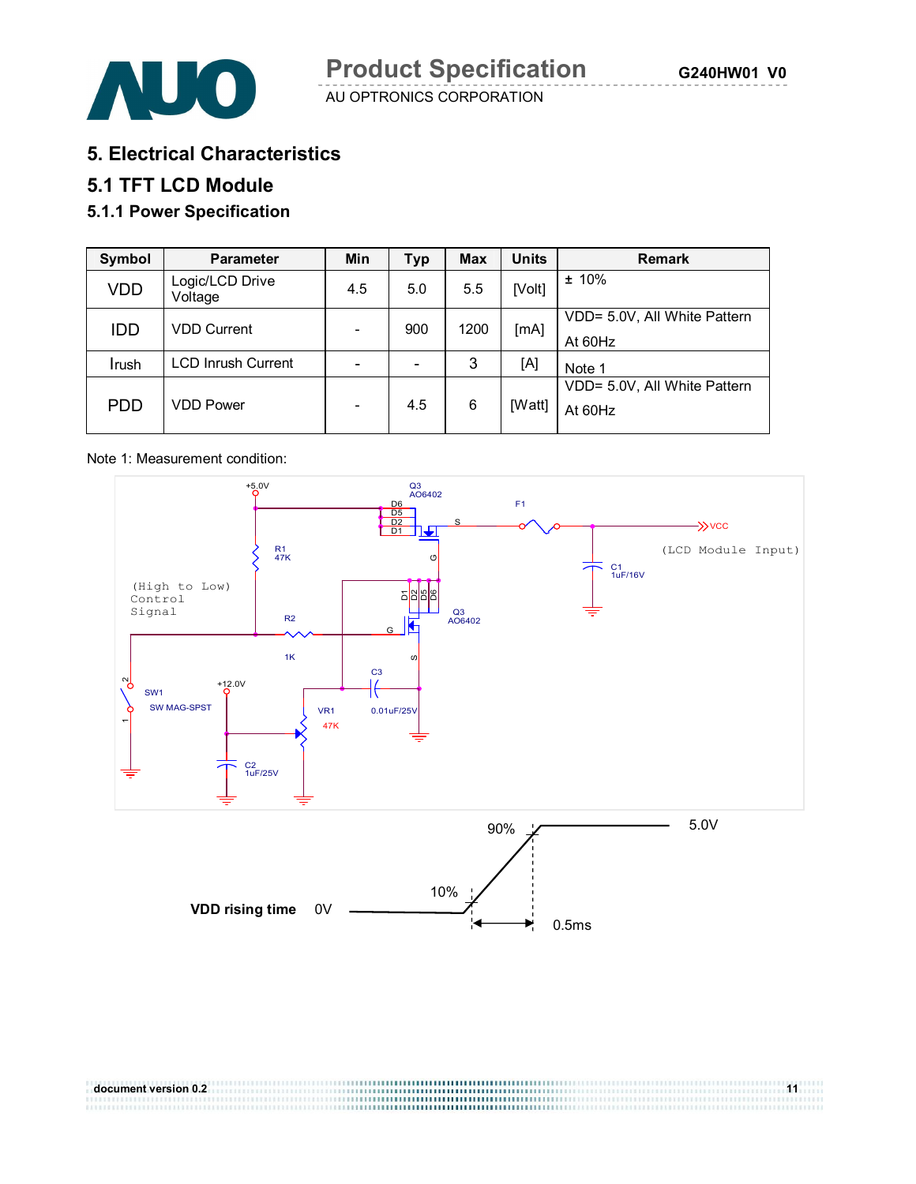# 5. Electrical Characteristics

## 5.1 TFT LCD Module

### 5.1.1 Power Specification

| Symbol | Parameter | Min | Typ | Max | Units | Remark |
|---|---|---|---|---|---|---|
| VDD | Logic/LCD Drive Voltage | 4.5 | 5.0 | 5.5 | [Volt] | ± 10% |
| IDD | VDD Current | - | 900 | 1200 | [mA] | VDD= 5.0V, All White Pattern At 60Hz |
| Irush | LCD Inrush Current | - | - | 3 | [A] | Note 1 |
| PDD | VDD Power | - | 4.5 | 6 | [Watt] | VDD= 5.0V, All White Pattern At 60Hz |

Note 1: Measurement condition:

+5.0V
Q3
AO6402
D6
D5
D2
D1
S
F1
VCC
(LCD Module Input)
R1
47K
G
C1
1uF/16V
(High to Low)
Control
Signal
D1 D2 D5 D6
R2
Q3
AO6402
G
1K
S
C3
2
SW1
SW MAG-SPST
1
+12.0V
VR1
47K
0.01uF/25V
C2
1uF/25V

90%
5.0V
10%
VDD rising time
0V
0.5ms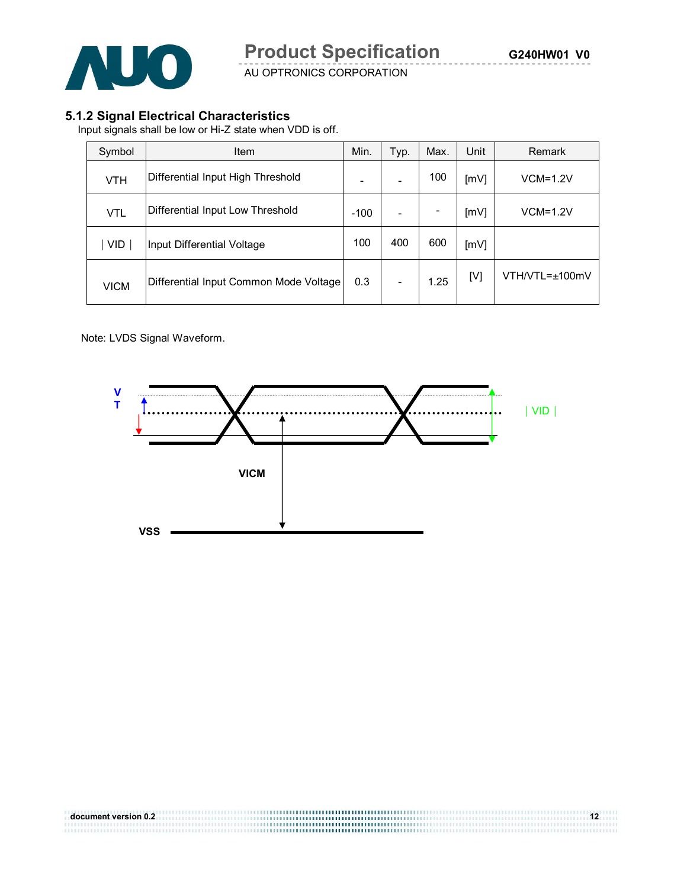### 5.1.2 Signal Electrical Characteristics

Input signals shall be low or Hi-Z state when VDD is off.

| Symbol | Item | Min. | Typ. | Max. | Unit | Remark |
|---|---|---|---|---|---|---|
| VTH | Differential Input High Threshold | - | - | 100 | [mV] | VCM=1.2V |
| VTL | Differential Input Low Threshold | -100 | - | - | [mV] | VCM=1.2V |
| ∣VID∣ | Input Differential Voltage | 100 | 400 | 600 | [mV] | |
| VICM | Differential Input Common Mode Voltage | 0.3 | - | 1.25 | [V] | VTH/VTL=±100mV |

Note: LVDS Signal Waveform.

V
T

∣VID∣

VICM

VSS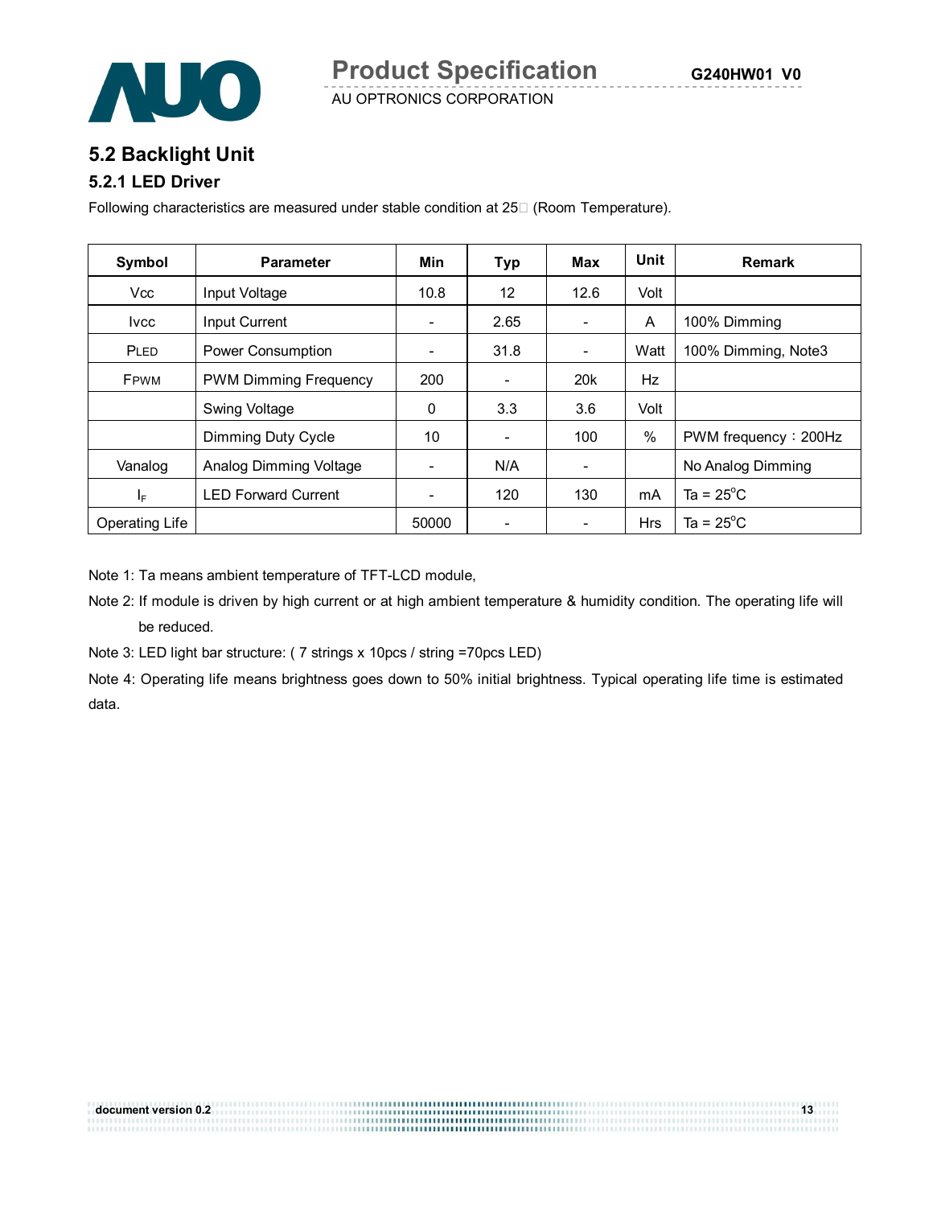## 5.2 Backlight Unit

### 5.2.1 LED Driver

Following characteristics are measured under stable condition at 25□ (Room Temperature).

| Symbol | Parameter | Min | Typ | Max | Unit | Remark |
|---|---|---|---|---|---|---|
| Vcc | Input Voltage | 10.8 | 12 | 12.6 | Volt | |
| Ivcc | Input Current | - | 2.65 | - | A | 100% Dimming |
| $P_{LED}$ | Power Consumption | - | 31.8 | - | Watt | 100% Dimming, Note3 |
| $F_{PWM}$ | PWM Dimming Frequency | 200 | - | 20k | Hz | |
| | Swing Voltage | 0 | 3.3 | 3.6 | Volt | |
| | Dimming Duty Cycle | 10 | - | 100 | % | PWM frequency：200Hz |
| Vanalog | Analog Dimming Voltage | - | N/A | - | | No Analog Dimming |
| $I_F$ | LED Forward Current | - | 120 | 130 | mA | Ta = 25°C |
| Operating Life | | 50000 | - | - | Hrs | Ta = 25°C |

Note 1: Ta means ambient temperature of TFT-LCD module,

Note 2: If module is driven by high current or at high ambient temperature & humidity condition. The operating life will be reduced.

Note 3: LED light bar structure: ( 7 strings x 10pcs / string =70pcs LED)

Note 4: Operating life means brightness goes down to 50% initial brightness. Typical operating life time is estimated data.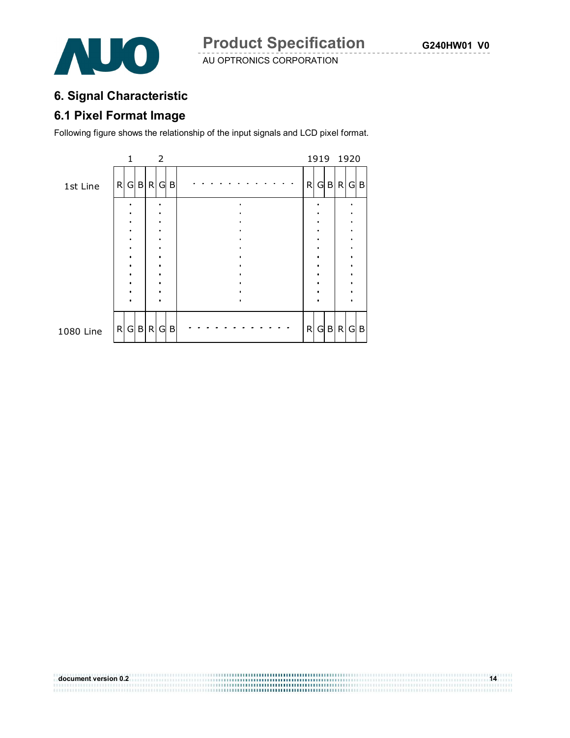## 6. Signal Characteristic

### 6.1 Pixel Format Image

Following figure shows the relationship of the input signals and LCD pixel format.

1 2 1919 1920

1st Line R G B R G B . . . . . . . . . . . . R G B R G B

1080 Line R G B R G B - - - - - - - - - - - - R G B R G B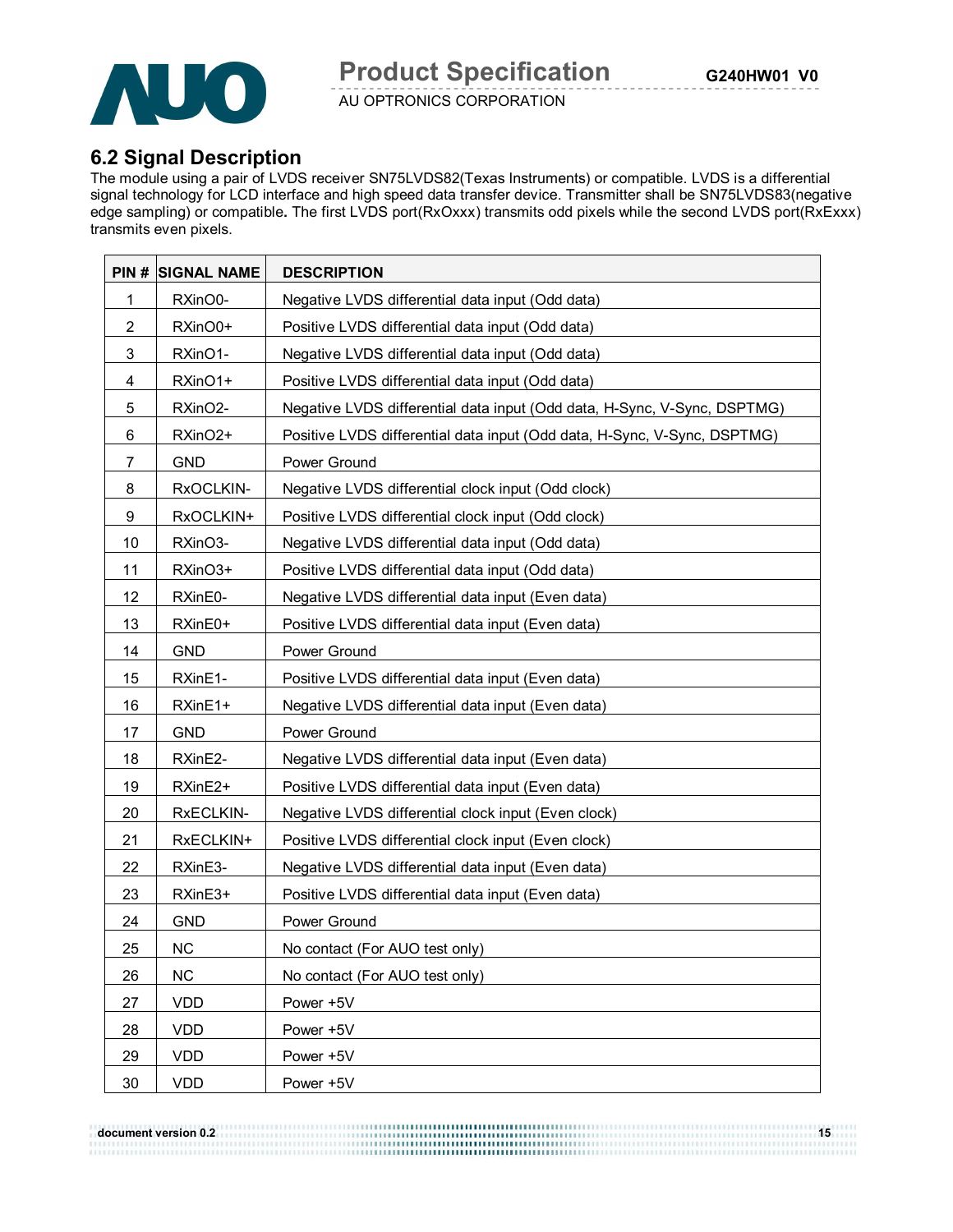## 6.2 Signal Description

The module using a pair of LVDS receiver SN75LVDS82(Texas Instruments) or compatible. LVDS is a differential signal technology for LCD interface and high speed data transfer device. Transmitter shall be SN75LVDS83(negative edge sampling) or compatible**.** The first LVDS port(RxOxxx) transmits odd pixels while the second LVDS port(RxExxx) transmits even pixels.

| PIN # | SIGNAL NAME | DESCRIPTION |
|---|---|---|
| 1 | RXinO0- | Negative LVDS differential data input (Odd data) |
| 2 | RXinO0+ | Positive LVDS differential data input (Odd data) |
| 3 | RXinO1- | Negative LVDS differential data input (Odd data) |
| 4 | RXinO1+ | Positive LVDS differential data input (Odd data) |
| 5 | RXinO2- | Negative LVDS differential data input (Odd data, H-Sync, V-Sync, DSPTMG) |
| 6 | RXinO2+ | Positive LVDS differential data input (Odd data, H-Sync, V-Sync, DSPTMG) |
| 7 | GND | Power Ground |
| 8 | RxOCLKIN- | Negative LVDS differential clock input (Odd clock) |
| 9 | RxOCLKIN+ | Positive LVDS differential clock input (Odd clock) |
| 10 | RXinO3- | Negative LVDS differential data input (Odd data) |
| 11 | RXinO3+ | Positive LVDS differential data input (Odd data) |
| 12 | RXinE0- | Negative LVDS differential data input (Even data) |
| 13 | RXinE0+ | Positive LVDS differential data input (Even data) |
| 14 | GND | Power Ground |
| 15 | RXinE1- | Positive LVDS differential data input (Even data) |
| 16 | RXinE1+ | Negative LVDS differential data input (Even data) |
| 17 | GND | Power Ground |
| 18 | RXinE2- | Negative LVDS differential data input (Even data) |
| 19 | RXinE2+ | Positive LVDS differential data input (Even data) |
| 20 | RxECLKIN- | Negative LVDS differential clock input (Even clock) |
| 21 | RxECLKIN+ | Positive LVDS differential clock input (Even clock) |
| 22 | RXinE3- | Negative LVDS differential data input (Even data) |
| 23 | RXinE3+ | Positive LVDS differential data input (Even data) |
| 24 | GND | Power Ground |
| 25 | NC | No contact (For AUO test only) |
| 26 | NC | No contact (For AUO test only) |
| 27 | VDD | Power +5V |
| 28 | VDD | Power +5V |
| 29 | VDD | Power +5V |
| 30 | VDD | Power +5V |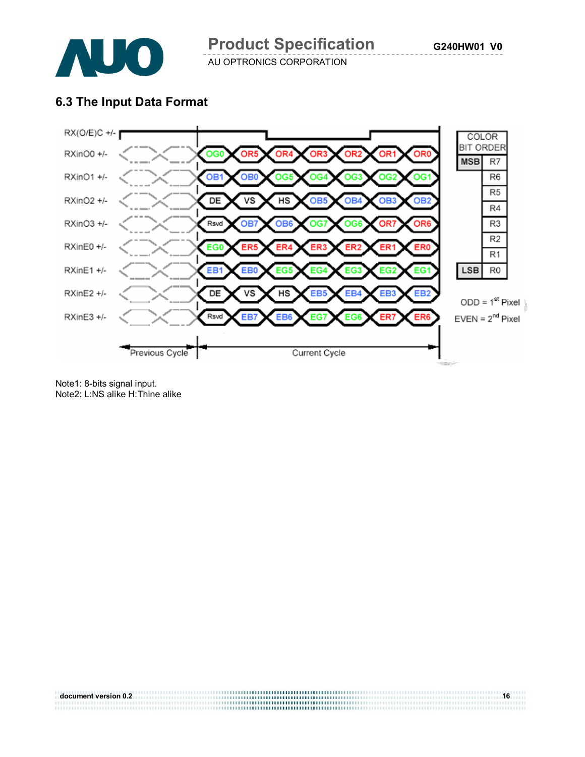## 6.3 The Input Data Format

RX(O/E)C +/-

RXinO0 +/- OG0 OR5 OR4 OR3 OR2 OR1 OR0

RXinO1 +/- OB1 OB0 OG5 OG4 OG3 OG2 OG1

RXinO2 +/- DE VS HS OB5 OB4 OB3 OB2

RXinO3 +/- Rsvd OB7 OB6 OG7 OG6 OR7 OR6

RXinE0 +/- EG0 ER5 ER4 ER3 ER2 ER1 ER0

RXinE1 +/- EB1 EB0 EG5 EG4 EG3 EG2 EG1

RXinE2 +/- DE VS HS EB5 EB4 EB3 EB2

RXinE3 +/- Rsvd EB7 EB6 EG7 EG6 ER7 ER6

Previous Cycle

Current Cycle

| COLOR BIT ORDER | |
|---|---|
| MSB | R7 |
| | R6 |
| | R5 |
| | R4 |
| | R3 |
| | R2 |
| | R1 |
| LSB | R0 |

ODD = 1st Pixel

EVEN = 2nd Pixel

Note1: 8-bits signal input.

Note2: L:NS alike H:Thine alike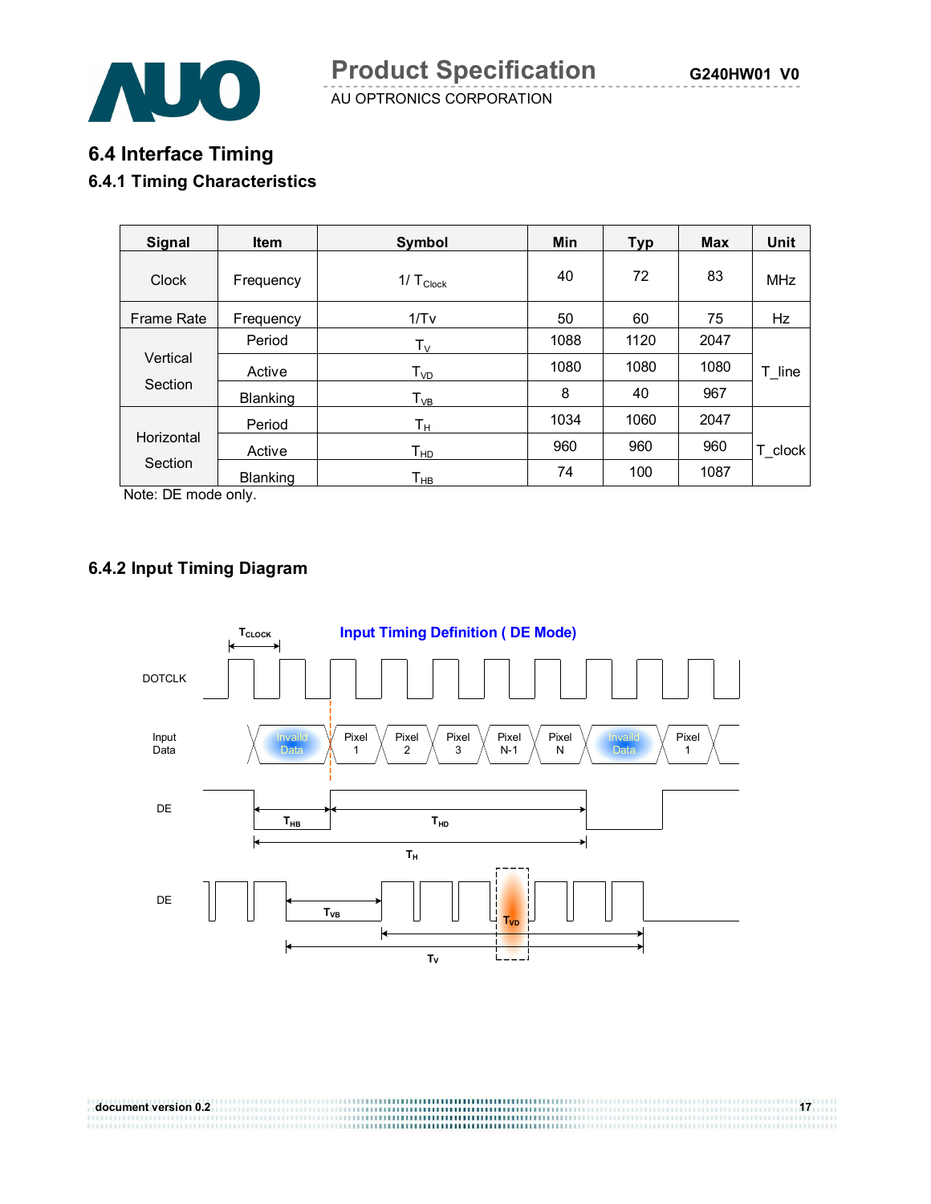## 6.4 Interface Timing

### 6.4.1 Timing Characteristics

| Signal | Item | Symbol | Min | Typ | Max | Unit |
|---|---|---|---|---|---|---|
| Clock | Frequency | $1/T_{Clock}$ | 40 | 72 | 83 | MHz |
| Frame Rate | Frequency | $1/T_V$ | 50 | 60 | 75 | Hz |
| Vertical Section | Period | $T_V$ | 1088 | 1120 | 2047 | T_line |
| | Active | $T_{VD}$ | 1080 | 1080 | 1080 | |
| | Blanking | $T_{VB}$ | 8 | 40 | 967 | |
| Horizontal Section | Period | $T_H$ | 1034 | 1060 | 2047 | T_clock |
| | Active | $T_{HD}$ | 960 | 960 | 960 | |
| | Blanking | $T_{HB}$ | 74 | 100 | 1087 | |

Note: DE mode only.

### 6.4.2 Input Timing Diagram

**Input Timing Definition ( DE Mode)**

$T_{CLOCK}$

DOTCLK

Input Data: Invaild Data | Pixel 1 | Pixel 2 | Pixel 3 | Pixel N-1 | Pixel N | Invaild Data | Pixel 1

DE: $T_{HB}$, $T_{HD}$, $T_H$

DE: $T_{VB}$, $T_{VD}$, $T_V$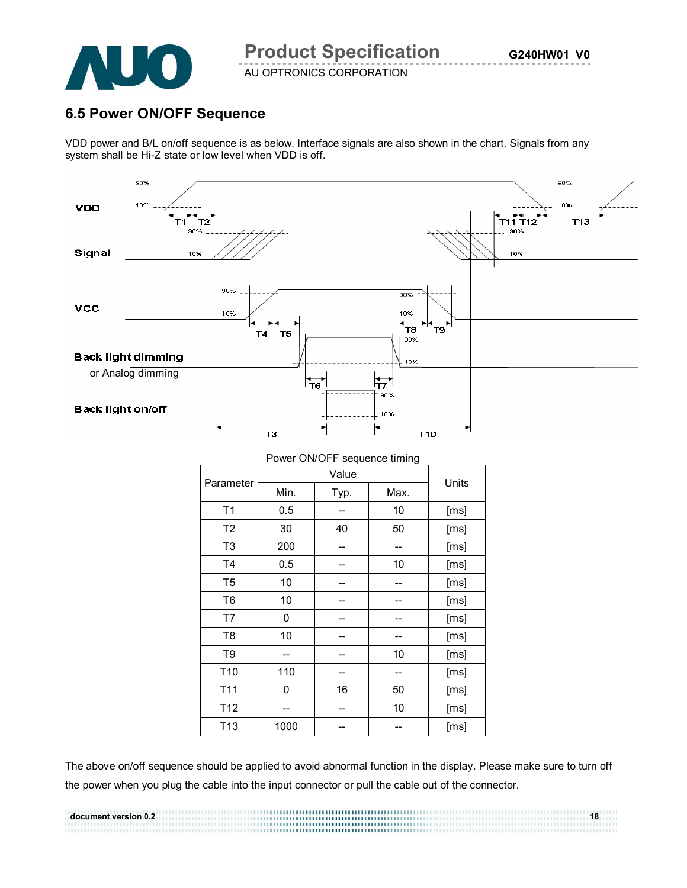## 6.5 Power ON/OFF Sequence

VDD power and B/L on/off sequence is as below. Interface signals are also shown in the chart. Signals from any system shall be Hi-Z state or low level when VDD is off.

VDD
90%
10%
T1 T2
T11 T12
T13
Signal
90%
10%
VCC
90%
10%
T4 T5
T8 T9
Back light dimming
or Analog dimming
90%
10%
T6
T7
Back light on/off
90%
10%
T3
T10

Power ON/OFF sequence timing

| Parameter | Value | | | Units |
|---|---|---|---|---|
| | Min. | Typ. | Max. | |
| T1 | 0.5 | -- | 10 | [ms] |
| T2 | 30 | 40 | 50 | [ms] |
| T3 | 200 | -- | -- | [ms] |
| T4 | 0.5 | -- | 10 | [ms] |
| T5 | 10 | -- | -- | [ms] |
| T6 | 10 | -- | -- | [ms] |
| T7 | 0 | -- | -- | [ms] |
| T8 | 10 | -- | -- | [ms] |
| T9 | -- | -- | 10 | [ms] |
| T10 | 110 | -- | -- | [ms] |
| T11 | 0 | 16 | 50 | [ms] |
| T12 | -- | -- | 10 | [ms] |
| T13 | 1000 | -- | -- | [ms] |

The above on/off sequence should be applied to avoid abnormal function in the display. Please make sure to turn off the power when you plug the cable into the input connector or pull the cable out of the connector.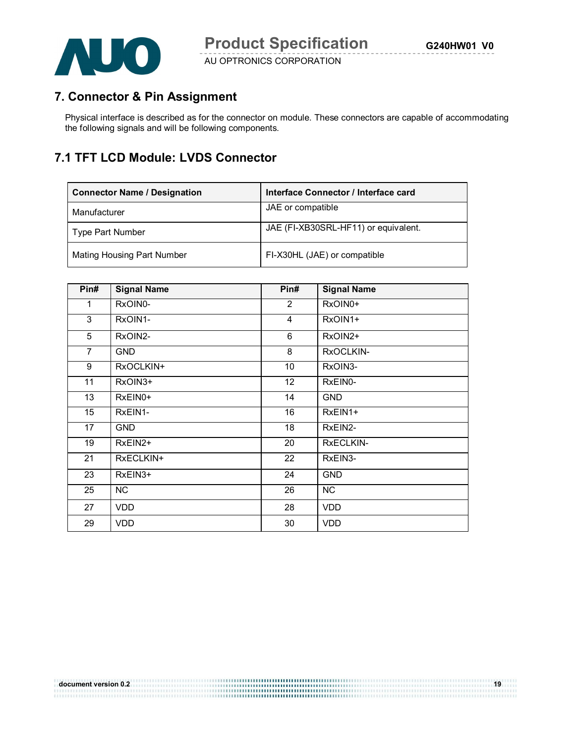## 7. Connector & Pin Assignment

Physical interface is described as for the connector on module. These connectors are capable of accommodating the following signals and will be following components.

### 7.1 TFT LCD Module: LVDS Connector

| Connector Name / Designation | Interface Connector / Interface card |
|---|---|
| Manufacturer | JAE or compatible |
| Type Part Number | JAE (FI-XB30SRL-HF11) or equivalent. |
| Mating Housing Part Number | FI-X30HL (JAE) or compatible |

| Pin# | Signal Name | Pin# | Signal Name |
|---|---|---|---|
| 1 | RxOIN0- | 2 | RxOIN0+ |
| 3 | RxOIN1- | 4 | RxOIN1+ |
| 5 | RxOIN2- | 6 | RxOIN2+ |
| 7 | GND | 8 | RxOCLKIN- |
| 9 | RxOCLKIN+ | 10 | RxOIN3- |
| 11 | RxOIN3+ | 12 | RxEIN0- |
| 13 | RxEIN0+ | 14 | GND |
| 15 | RxEIN1- | 16 | RxEIN1+ |
| 17 | GND | 18 | RxEIN2- |
| 19 | RxEIN2+ | 20 | RxECLKIN- |
| 21 | RxECLKIN+ | 22 | RxEIN3- |
| 23 | RxEIN3+ | 24 | GND |
| 25 | NC | 26 | NC |
| 27 | VDD | 28 | VDD |
| 29 | VDD | 30 | VDD |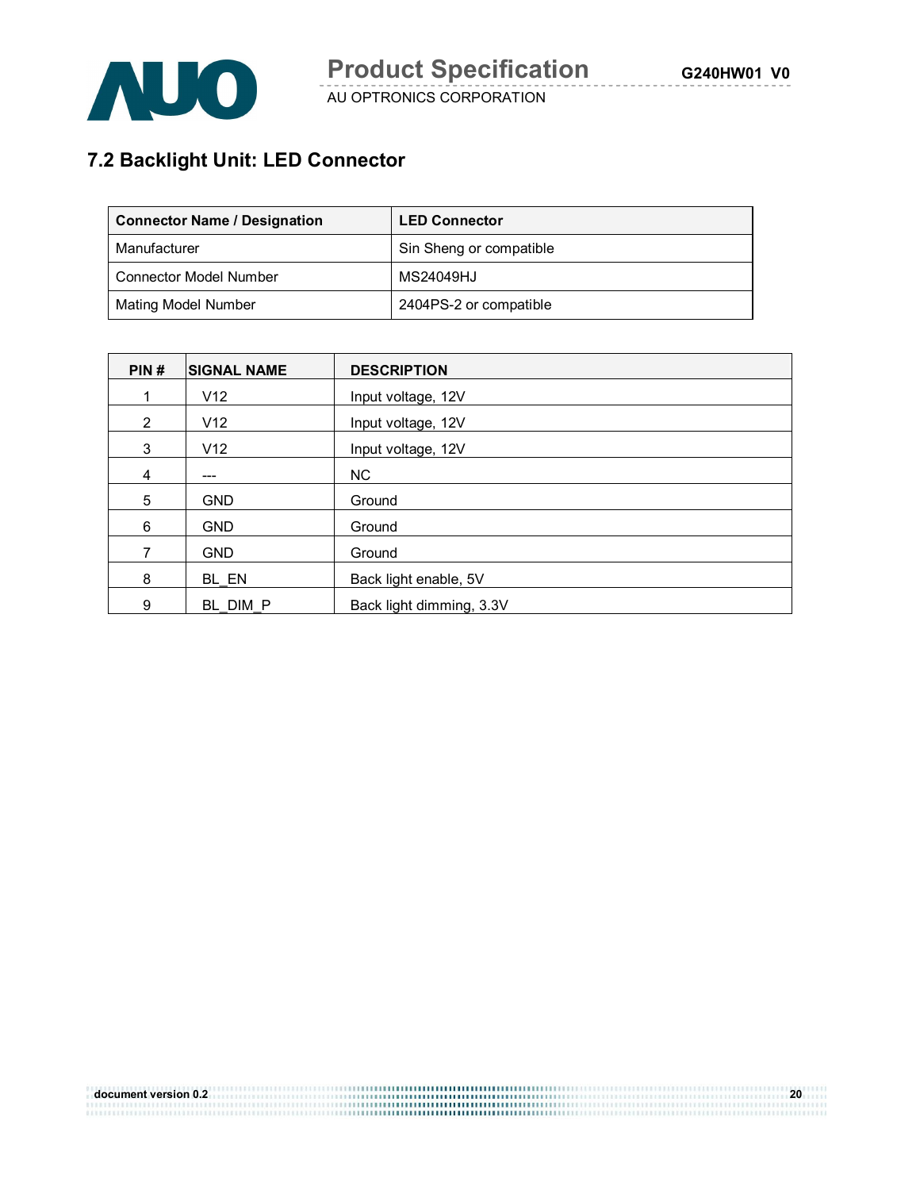## 7.2 Backlight Unit: LED Connector

| Connector Name / Designation | LED Connector |
|---|---|
| Manufacturer | Sin Sheng or compatible |
| Connector Model Number | MS24049HJ |
| Mating Model Number | 2404PS-2 or compatible |

| PIN # | SIGNAL NAME | DESCRIPTION |
|---|---|---|
| 1 | V12 | Input voltage, 12V |
| 2 | V12 | Input voltage, 12V |
| 3 | V12 | Input voltage, 12V |
| 4 | --- | NC |
| 5 | GND | Ground |
| 6 | GND | Ground |
| 7 | GND | Ground |
| 8 | BL_EN | Back light enable, 5V |
| 9 | BL_DIM_P | Back light dimming, 3.3V |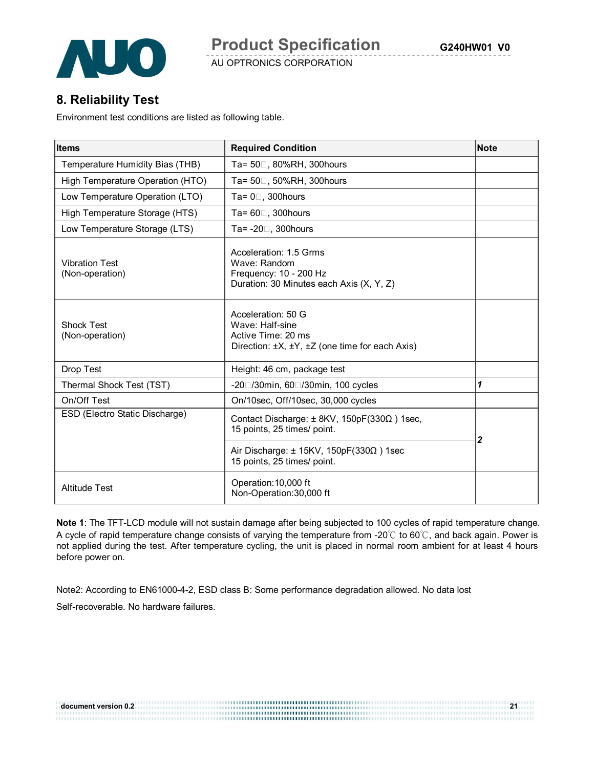## 8. Reliability Test

Environment test conditions are listed as following table.

| Items | Required Condition | Note |
|---|---|---|
| Temperature Humidity Bias (THB) | Ta= 50℃, 80%RH, 300hours | |
| High Temperature Operation (HTO) | Ta= 50℃, 50%RH, 300hours | |
| Low Temperature Operation (LTO) | Ta= 0℃, 300hours | |
| High Temperature Storage (HTS) | Ta= 60℃, 300hours | |
| Low Temperature Storage (LTS) | Ta= -20℃, 300hours | |
| Vibration Test (Non-operation) | Acceleration: 1.5 Grms<br>Wave: Random<br>Frequency: 10 - 200 Hz<br>Duration: 30 Minutes each Axis (X, Y, Z) | |
| Shock Test (Non-operation) | Acceleration: 50 G<br>Wave: Half-sine<br>Active Time: 20 ms<br>Direction: ±X, ±Y, ±Z (one time for each Axis) | |
| Drop Test | Height: 46 cm, package test | |
| Thermal Shock Test (TST) | -20℃/30min, 60℃/30min, 100 cycles | *1* |
| On/Off Test | On/10sec, Off/10sec, 30,000 cycles | |
| ESD (Electro Static Discharge) | Contact Discharge: ± 8KV, 150pF(330Ω ) 1sec, 15 points, 25 times/ point. | *2* |
| | Air Discharge: ± 15KV, 150pF(330Ω ) 1sec 15 points, 25 times/ point. | |
| Altitude Test | Operation:10,000 ft<br>Non-Operation:30,000 ft | |

**Note 1**: The TFT-LCD module will not sustain damage after being subjected to 100 cycles of rapid temperature change. A cycle of rapid temperature change consists of varying the temperature from -20℃ to 60℃, and back again. Power is not applied during the test. After temperature cycling, the unit is placed in normal room ambient for at least 4 hours before power on.

Note2: According to EN61000-4-2, ESD class B: Some performance degradation allowed. No data lost

Self-recoverable. No hardware failures.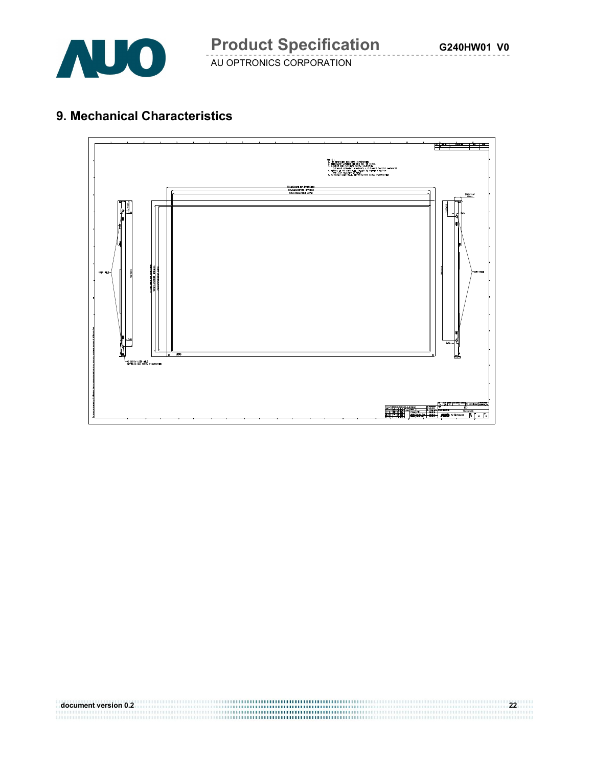## 9. Mechanical Characteristics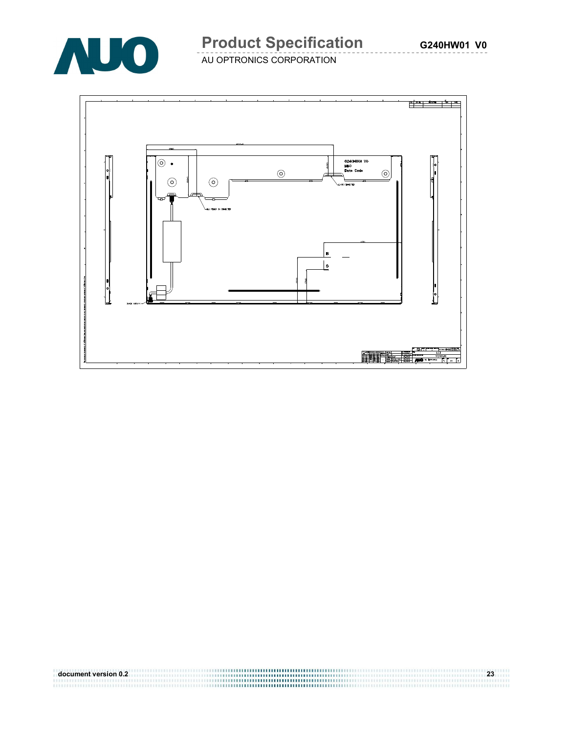G240HW01 V0
MHO
Date Code

LVDS CONNECTOR

B/L POWER IN CONNECTOR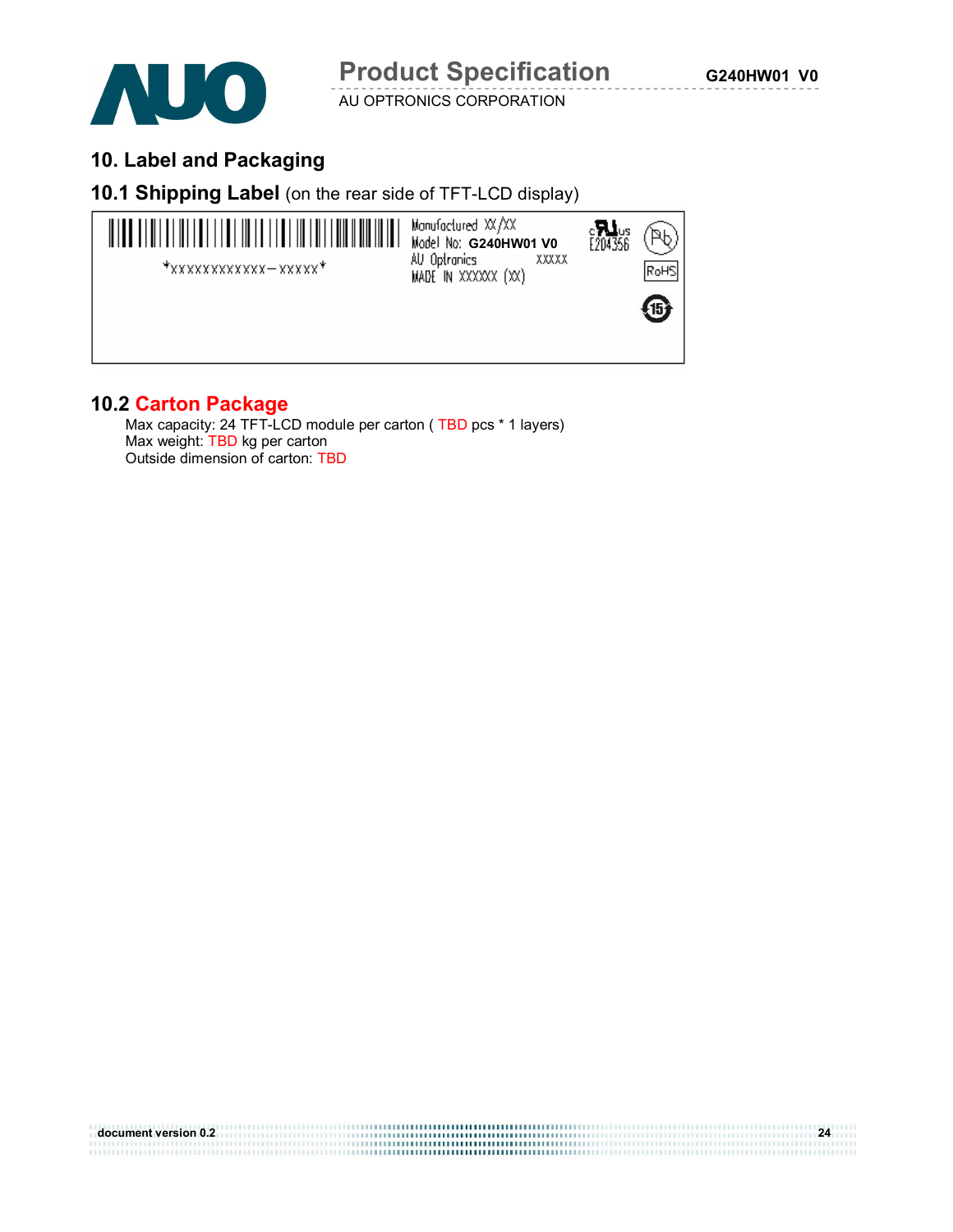## 10. Label and Packaging

### 10.1 Shipping Label (on the rear side of TFT-LCD display)

*XXXXXXXXXXXX-XXXXX*

Manufactured XX/XX
Model No: **G240HW01 V0**
AU Optronics XXXXX
MADE IN XXXXXX (XX)

E204356

RoHS

15

### 10.2 Carton Package

Max capacity: 24 TFT-LCD module per carton ( TBD pcs * 1 layers)
Max weight: TBD kg per carton
Outside dimension of carton: TBD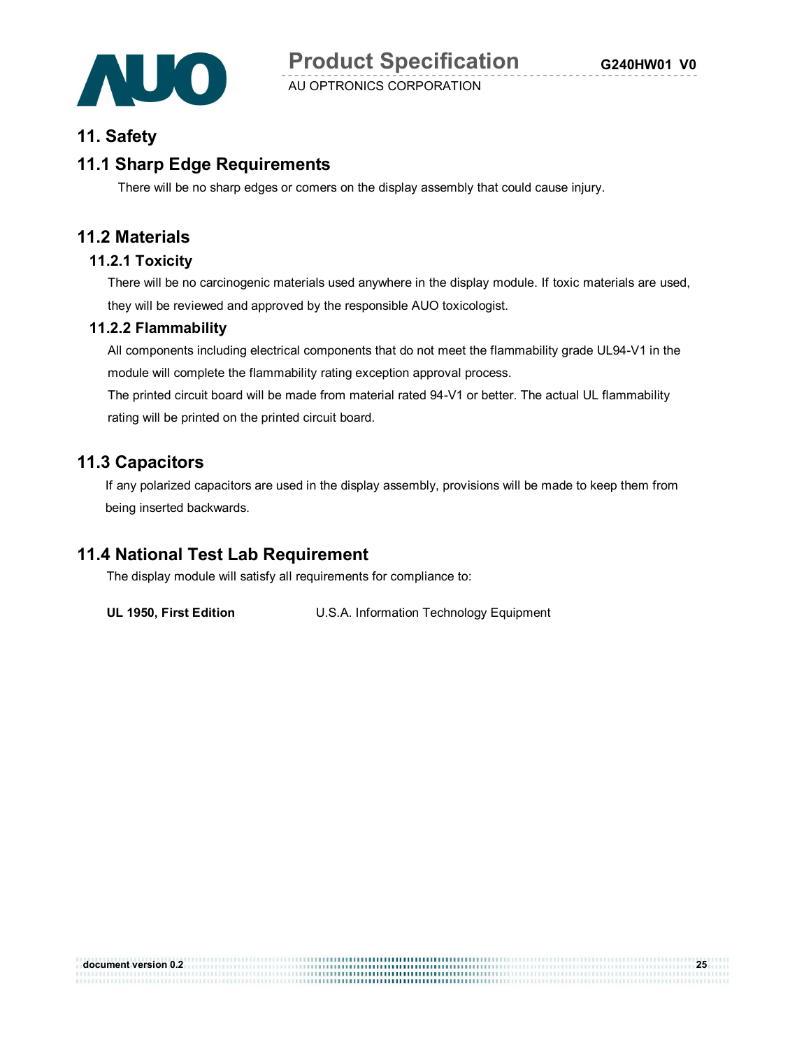# 11. Safety

## 11.1 Sharp Edge Requirements

There will be no sharp edges or comers on the display assembly that could cause injury.

## 11.2 Materials

### 11.2.1 Toxicity

There will be no carcinogenic materials used anywhere in the display module. If toxic materials are used, they will be reviewed and approved by the responsible AUO toxicologist.

### 11.2.2 Flammability

All components including electrical components that do not meet the flammability grade UL94-V1 in the module will complete the flammability rating exception approval process.

The printed circuit board will be made from material rated 94-V1 or better. The actual UL flammability rating will be printed on the printed circuit board.

## 11.3 Capacitors

If any polarized capacitors are used in the display assembly, provisions will be made to keep them from being inserted backwards.

## 11.4 National Test Lab Requirement

The display module will satisfy all requirements for compliance to:

| | |
|---|---|
| **UL 1950, First Edition** | U.S.A. Information Technology Equipment |